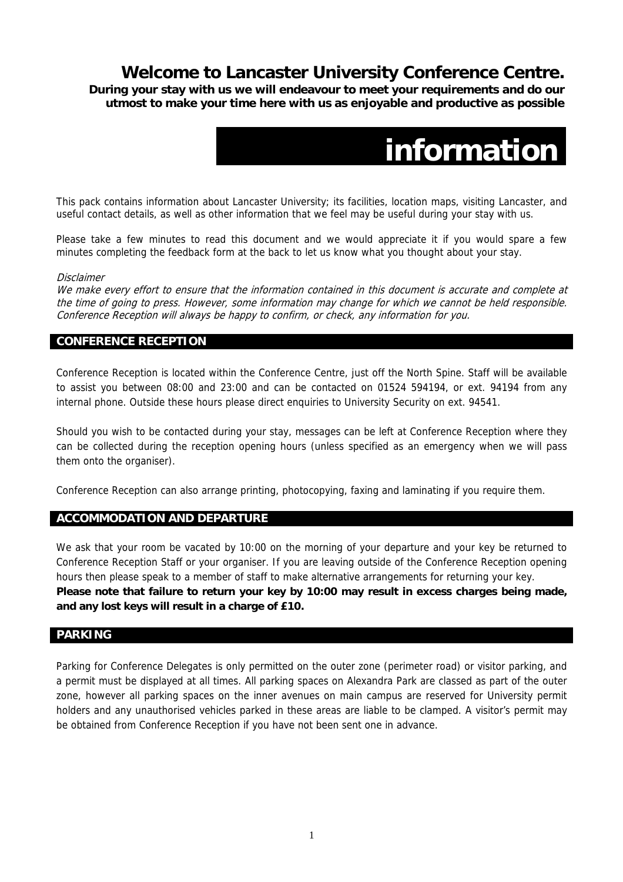# Welcome to Lancaster University Conference Centre.

**During your stay with us we will endeavour to meet your requirements and do our utmost to make your time here with us as enjoyable and productive as possible**

# information

This pack contains information about Lancaster University; its facilities, location maps, visiting Lancaster, and useful contact details, as well as other information that we feel may be useful during your stay with us.

Please take a few minutes to read this document and we would appreciate it if you would spare a few minutes completing the feedback form at the back to let us know what you thought about your stay.

*Disclaimer*
*We make every effort to ensure that the information contained in this document is accurate and complete at the time of going to press. However, some information may change for which we cannot be held responsible. Conference Reception will always be happy to confirm, or check, any information for you.*

## CONFERENCE RECEPTION

Conference Reception is located within the Conference Centre, just off the North Spine. Staff will be available to assist you between 08:00 and 23:00 and can be contacted on 01524 594194, or ext. 94194 from any internal phone. Outside these hours please direct enquiries to University Security on ext. 94541.

Should you wish to be contacted during your stay, messages can be left at Conference Reception where they can be collected during the reception opening hours (unless specified as an emergency when we will pass them onto the organiser).

Conference Reception can also arrange printing, photocopying, faxing and laminating if you require them.

## ACCOMMODATION AND DEPARTURE

We ask that your room be vacated by 10:00 on the morning of your departure and your key be returned to Conference Reception Staff or your organiser. If you are leaving outside of the Conference Reception opening hours then please speak to a member of staff to make alternative arrangements for returning your key.
**Please note that failure to return your key by 10:00 may result in excess charges being made, and any lost keys will result in a charge of £10.**

## PARKING

Parking for Conference Delegates is only permitted on the outer zone (perimeter road) or visitor parking, and a permit must be displayed at all times. All parking spaces on Alexandra Park are classed as part of the outer zone, however all parking spaces on the inner avenues on main campus are reserved for University permit holders and any unauthorised vehicles parked in these areas are liable to be clamped. A visitor's permit may be obtained from Conference Reception if you have not been sent one in advance.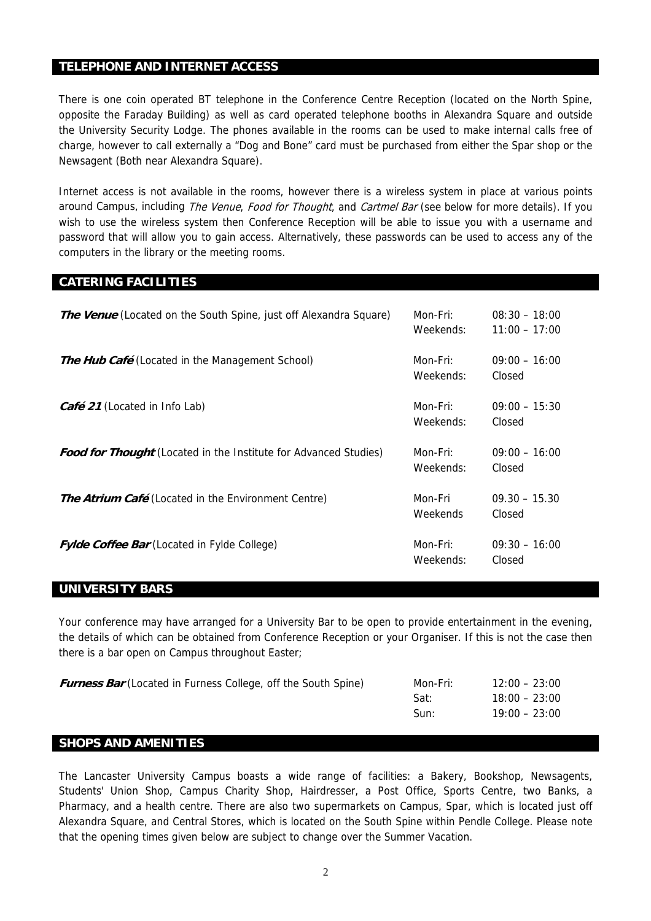## TELEPHONE AND INTERNET ACCESS

There is one coin operated BT telephone in the Conference Centre Reception (located on the North Spine, opposite the Faraday Building) as well as card operated telephone booths in Alexandra Square and outside the University Security Lodge. The phones available in the rooms can be used to make internal calls free of charge, however to call externally a "Dog and Bone" card must be purchased from either the Spar shop or the Newsagent (Both near Alexandra Square).

Internet access is not available in the rooms, however there is a wireless system in place at various points around Campus, including *The Venue*, *Food for Thought*, and *Cartmel Bar* (see below for more details). If you wish to use the wireless system then Conference Reception will be able to issue you with a username and password that will allow you to gain access. Alternatively, these passwords can be used to access any of the computers in the library or the meeting rooms.

## CATERING FACILITIES

| | | |
|---|---|---|
| ***The Venue*** (Located on the South Spine, just off Alexandra Square) | Mon-Fri:<br>Weekends: | 08:30 – 18:00<br>11:00 – 17:00 |
| ***The Hub Café*** (Located in the Management School) | Mon-Fri:<br>Weekends: | 09:00 – 16:00<br>Closed |
| ***Café 21*** (Located in Info Lab) | Mon-Fri:<br>Weekends: | 09:00 – 15:30<br>Closed |
| ***Food for Thought*** (Located in the Institute for Advanced Studies) | Mon-Fri:<br>Weekends: | 09:00 – 16:00<br>Closed |
| ***The Atrium Café*** (Located in the Environment Centre) | Mon-Fri<br>Weekends | 09.30 – 15.30<br>Closed |
| ***Fylde Coffee Bar*** (Located in Fylde College) | Mon-Fri:<br>Weekends: | 09:30 – 16:00<br>Closed |

## UNIVERSITY BARS

Your conference may have arranged for a University Bar to be open to provide entertainment in the evening, the details of which can be obtained from Conference Reception or your Organiser. If this is not the case then there is a bar open on Campus throughout Easter;

| | | |
|---|---|---|
| ***Furness Bar*** (Located in Furness College, off the South Spine) | Mon-Fri:<br>Sat:<br>Sun: | 12:00 – 23:00<br>18:00 – 23:00<br>19:00 – 23:00 |

## SHOPS AND AMENITIES

The Lancaster University Campus boasts a wide range of facilities: a Bakery, Bookshop, Newsagents, Students' Union Shop, Campus Charity Shop, Hairdresser, a Post Office, Sports Centre, two Banks, a Pharmacy, and a health centre. There are also two supermarkets on Campus, Spar, which is located just off Alexandra Square, and Central Stores, which is located on the South Spine within Pendle College. Please note that the opening times given below are subject to change over the Summer Vacation.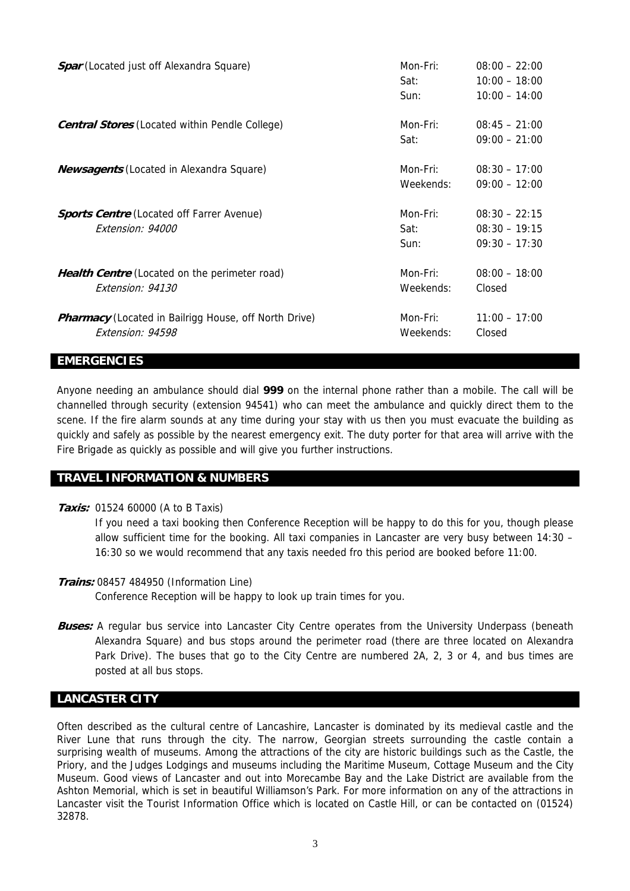| | | |
|---|---|---|
| ***Spar*** (Located just off Alexandra Square) | Mon-Fri:<br>Sat:<br>Sun: | 08:00 – 22:00<br>10:00 – 18:00<br>10:00 – 14:00 |
| ***Central Stores*** (Located within Pendle College) | Mon-Fri:<br>Sat: | 08:45 – 21:00<br>09:00 – 21:00 |
| ***Newsagents*** (Located in Alexandra Square) | Mon-Fri:<br>Weekends: | 08:30 – 17:00<br>09:00 – 12:00 |
| ***Sports Centre*** (Located off Farrer Avenue)<br>*Extension: 94000* | Mon-Fri:<br>Sat:<br>Sun: | 08:30 – 22:15<br>08:30 – 19:15<br>09:30 – 17:30 |
| ***Health Centre*** (Located on the perimeter road)<br>*Extension: 94130* | Mon-Fri:<br>Weekends: | 08:00 – 18:00<br>Closed |
| ***Pharmacy*** (Located in Bailrigg House, off North Drive)<br>*Extension: 94598* | Mon-Fri:<br>Weekends: | 11:00 – 17:00<br>Closed |

## EMERGENCIES

Anyone needing an ambulance should dial **999** on the internal phone rather than a mobile. The call will be channelled through security (extension 94541) who can meet the ambulance and quickly direct them to the scene. If the fire alarm sounds at any time during your stay with us then you must evacuate the building as quickly and safely as possible by the nearest emergency exit. The duty porter for that area will arrive with the Fire Brigade as quickly as possible and will give you further instructions.

## TRAVEL INFORMATION & NUMBERS

***Taxis:*** 01524 60000 (A to B Taxis)

If you need a taxi booking then Conference Reception will be happy to do this for you, though please allow sufficient time for the booking. All taxi companies in Lancaster are very busy between 14:30 – 16:30 so we would recommend that any taxis needed fro this period are booked before 11:00.

***Trains:*** 08457 484950 (Information Line)

Conference Reception will be happy to look up train times for you.

***Buses:*** A regular bus service into Lancaster City Centre operates from the University Underpass (beneath Alexandra Square) and bus stops around the perimeter road (there are three located on Alexandra Park Drive). The buses that go to the City Centre are numbered 2A, 2, 3 or 4, and bus times are posted at all bus stops.

## LANCASTER CITY

Often described as the cultural centre of Lancashire, Lancaster is dominated by its medieval castle and the River Lune that runs through the city. The narrow, Georgian streets surrounding the castle contain a surprising wealth of museums. Among the attractions of the city are historic buildings such as the Castle, the Priory, and the Judges Lodgings and museums including the Maritime Museum, Cottage Museum and the City Museum. Good views of Lancaster and out into Morecambe Bay and the Lake District are available from the Ashton Memorial, which is set in beautiful Williamson's Park. For more information on any of the attractions in Lancaster visit the Tourist Information Office which is located on Castle Hill, or can be contacted on (01524) 32878.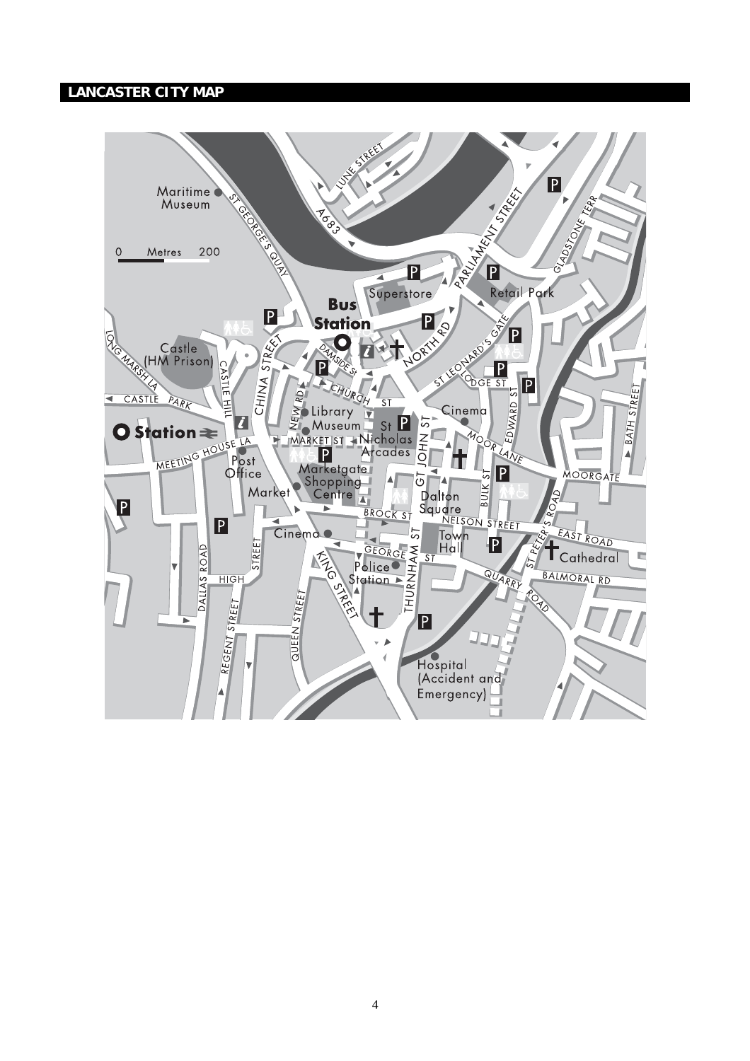# LANCASTER CITY MAP

Maritime Museum

0 Metres 200

LUNE STREET

A683

ST GEORGE'S QUAY

PARLIAMENT STREET

GLADSTONE TERR

Superstore

Retail Park

Bus Station

NORTH RD

ST LEONARD'S GATE

LONG MARSH LA

Castle (HM Prison)

CASTLE HILL

CHINA STREET

DAMSIDE ST

CHURCH ST

LODGE ST

CASTLE PARK

NEW RD

Library

Museum

St Nicholas Arcades

Cinema

EDWARD ST

BATH STREET

Station

MARKET ST

GT JOHN ST

MOOR LANE

MEETING HOUSE LA

Post Office

Marketgate Shopping Centre

BULK ST

MOORGATE

Market

Dalton Square

BROCK ST

NELSON STREET

ST PETER'S ROAD

Cinema

Town Hall

EAST ROAD

GEORGE ST

Cathedral

DALLAS ROAD

STREET

HIGH

KING STREET

Police Station

THURNHAM ST

QUARRY ROAD

BALMORAL RD

REGENT STREET

QUEEN STREET

Hospital (Accident and Emergency)